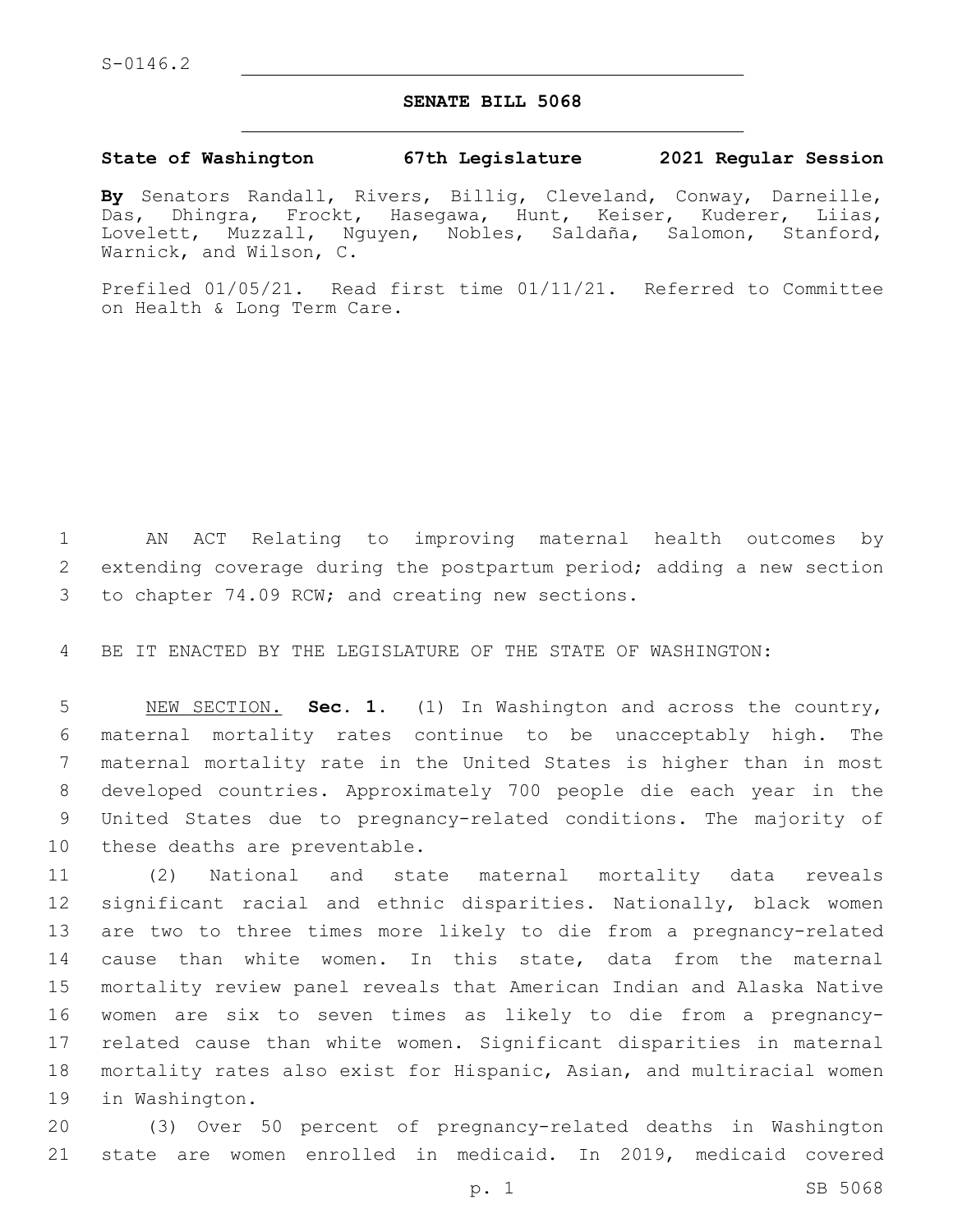S-0146.2

# SENATE BILL 5068

**State of Washington 67th Legislature 2021 Regular Session**

**By** Senators Randall, Rivers, Billig, Cleveland, Conway, Darneille, Das, Dhingra, Frockt, Hasegawa, Hunt, Keiser, Kuderer, Liias, Lovelett, Muzzall, Nguyen, Nobles, Saldaña, Salomon, Stanford, Warnick, and Wilson, C.

Prefiled 01/05/21. Read first time 01/11/21. Referred to Committee on Health & Long Term Care.

AN ACT Relating to improving maternal health outcomes by extending coverage during the postpartum period; adding a new section to chapter 74.09 RCW; and creating new sections.

BE IT ENACTED BY THE LEGISLATURE OF THE STATE OF WASHINGTON:

NEW SECTION. **Sec. 1.** (1) In Washington and across the country, maternal mortality rates continue to be unacceptably high. The maternal mortality rate in the United States is higher than in most developed countries. Approximately 700 people die each year in the United States due to pregnancy-related conditions. The majority of these deaths are preventable.

(2) National and state maternal mortality data reveals significant racial and ethnic disparities. Nationally, black women are two to three times more likely to die from a pregnancy-related cause than white women. In this state, data from the maternal mortality review panel reveals that American Indian and Alaska Native women are six to seven times as likely to die from a pregnancy-related cause than white women. Significant disparities in maternal mortality rates also exist for Hispanic, Asian, and multiracial women in Washington.

(3) Over 50 percent of pregnancy-related deaths in Washington state are women enrolled in medicaid. In 2019, medicaid covered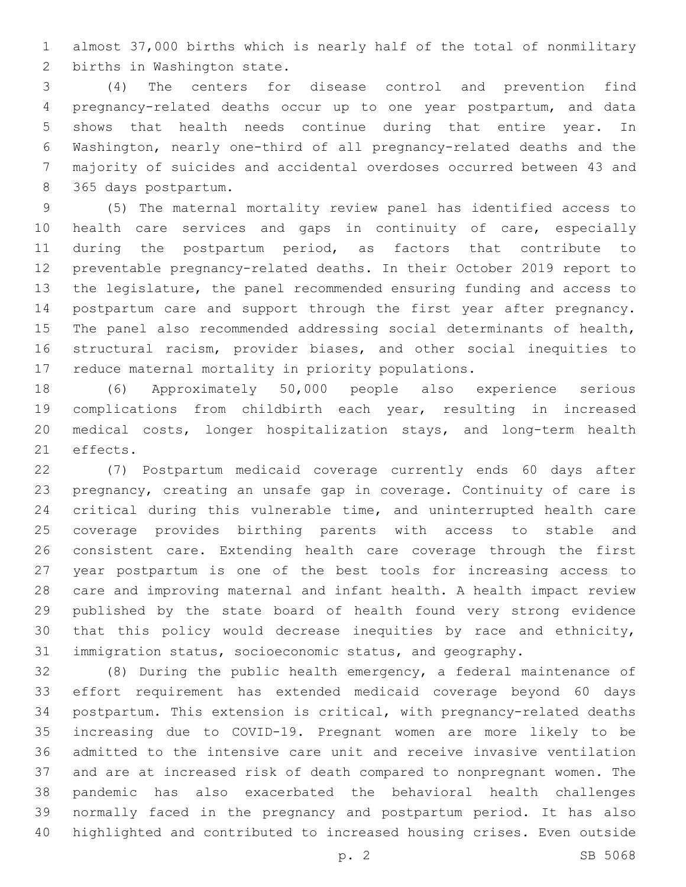almost 37,000 births which is nearly half of the total of nonmilitary births in Washington state.

(4) The centers for disease control and prevention find pregnancy-related deaths occur up to one year postpartum, and data shows that health needs continue during that entire year. In Washington, nearly one-third of all pregnancy-related deaths and the majority of suicides and accidental overdoses occurred between 43 and 365 days postpartum.

(5) The maternal mortality review panel has identified access to health care services and gaps in continuity of care, especially during the postpartum period, as factors that contribute to preventable pregnancy-related deaths. In their October 2019 report to the legislature, the panel recommended ensuring funding and access to postpartum care and support through the first year after pregnancy. The panel also recommended addressing social determinants of health, structural racism, provider biases, and other social inequities to reduce maternal mortality in priority populations.

(6) Approximately 50,000 people also experience serious complications from childbirth each year, resulting in increased medical costs, longer hospitalization stays, and long-term health effects.

(7) Postpartum medicaid coverage currently ends 60 days after pregnancy, creating an unsafe gap in coverage. Continuity of care is critical during this vulnerable time, and uninterrupted health care coverage provides birthing parents with access to stable and consistent care. Extending health care coverage through the first year postpartum is one of the best tools for increasing access to care and improving maternal and infant health. A health impact review published by the state board of health found very strong evidence that this policy would decrease inequities by race and ethnicity, immigration status, socioeconomic status, and geography.

(8) During the public health emergency, a federal maintenance of effort requirement has extended medicaid coverage beyond 60 days postpartum. This extension is critical, with pregnancy-related deaths increasing due to COVID-19. Pregnant women are more likely to be admitted to the intensive care unit and receive invasive ventilation and are at increased risk of death compared to nonpregnant women. The pandemic has also exacerbated the behavioral health challenges normally faced in the pregnancy and postpartum period. It has also highlighted and contributed to increased housing crises. Even outside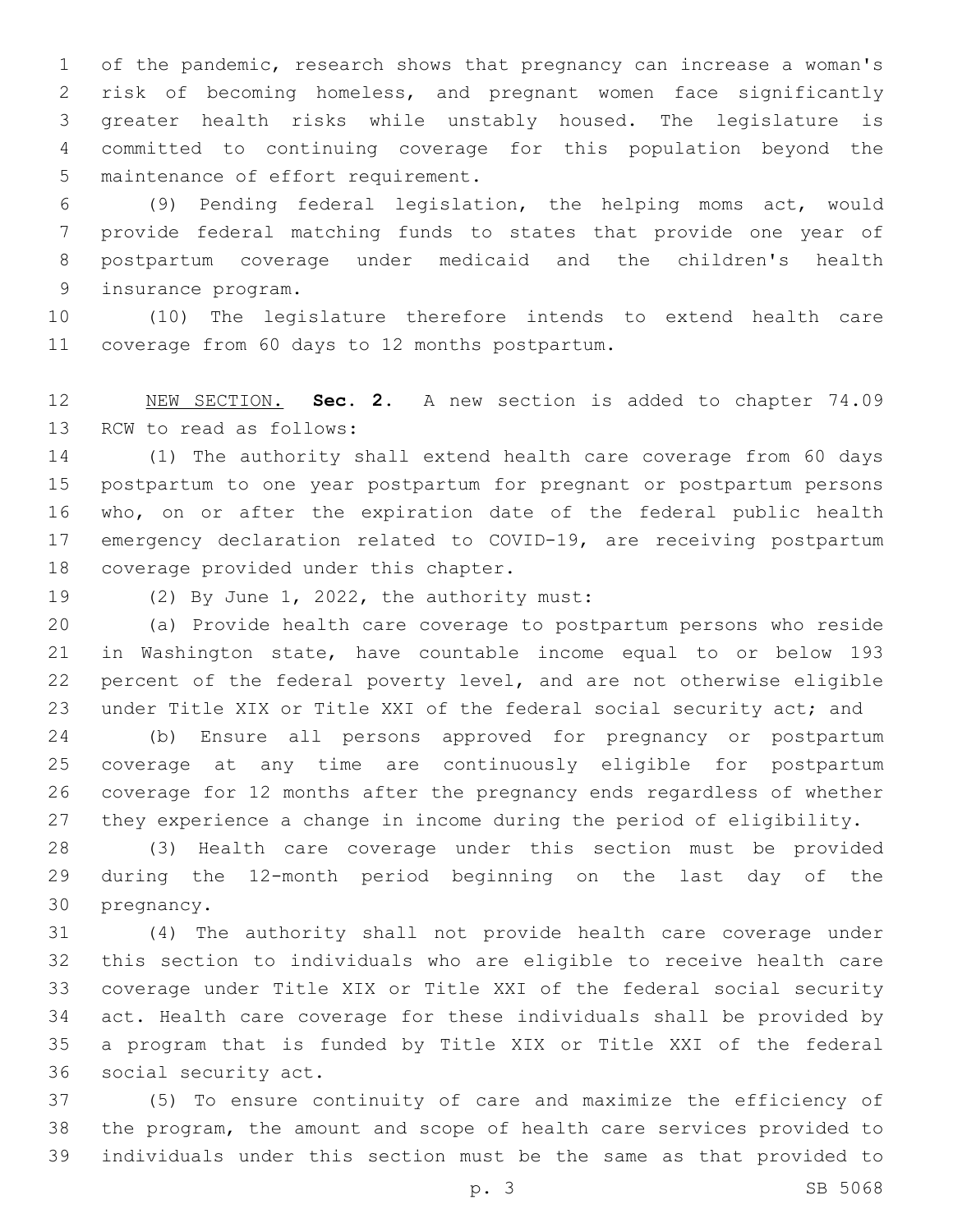of the pandemic, research shows that pregnancy can increase a woman's risk of becoming homeless, and pregnant women face significantly greater health risks while unstably housed. The legislature is committed to continuing coverage for this population beyond the maintenance of effort requirement.

(9) Pending federal legislation, the helping moms act, would provide federal matching funds to states that provide one year of postpartum coverage under medicaid and the children's health insurance program.

(10) The legislature therefore intends to extend health care coverage from 60 days to 12 months postpartum.

NEW SECTION. **Sec. 2.** A new section is added to chapter 74.09 RCW to read as follows:

(1) The authority shall extend health care coverage from 60 days postpartum to one year postpartum for pregnant or postpartum persons who, on or after the expiration date of the federal public health emergency declaration related to COVID-19, are receiving postpartum coverage provided under this chapter.

(2) By June 1, 2022, the authority must:

(a) Provide health care coverage to postpartum persons who reside in Washington state, have countable income equal to or below 193 percent of the federal poverty level, and are not otherwise eligible under Title XIX or Title XXI of the federal social security act; and

(b) Ensure all persons approved for pregnancy or postpartum coverage at any time are continuously eligible for postpartum coverage for 12 months after the pregnancy ends regardless of whether they experience a change in income during the period of eligibility.

(3) Health care coverage under this section must be provided during the 12-month period beginning on the last day of the pregnancy.

(4) The authority shall not provide health care coverage under this section to individuals who are eligible to receive health care coverage under Title XIX or Title XXI of the federal social security act. Health care coverage for these individuals shall be provided by a program that is funded by Title XIX or Title XXI of the federal social security act.

(5) To ensure continuity of care and maximize the efficiency of the program, the amount and scope of health care services provided to individuals under this section must be the same as that provided to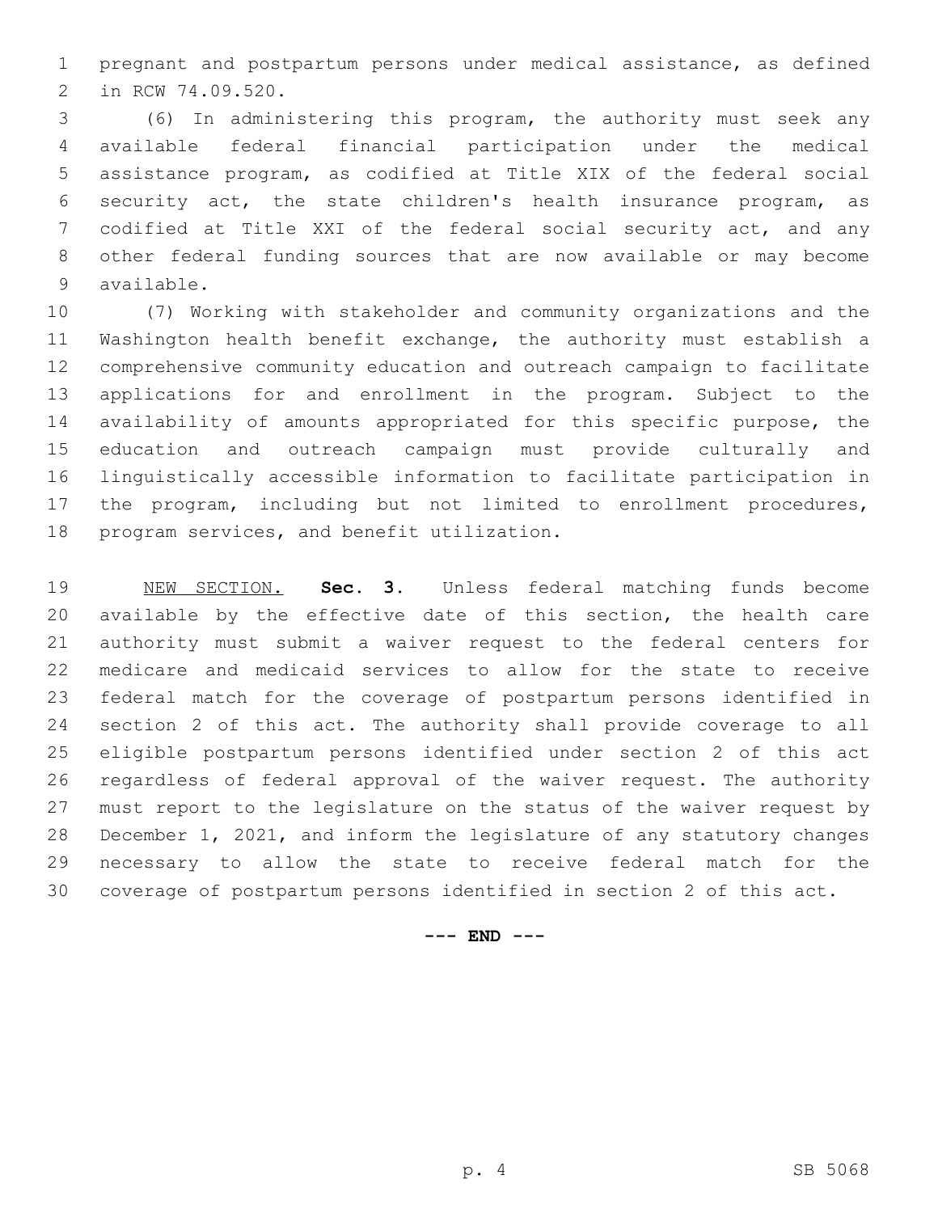pregnant and postpartum persons under medical assistance, as defined in RCW 74.09.520.

(6) In administering this program, the authority must seek any available federal financial participation under the medical assistance program, as codified at Title XIX of the federal social security act, the state children's health insurance program, as codified at Title XXI of the federal social security act, and any other federal funding sources that are now available or may become available.

(7) Working with stakeholder and community organizations and the Washington health benefit exchange, the authority must establish a comprehensive community education and outreach campaign to facilitate applications for and enrollment in the program. Subject to the availability of amounts appropriated for this specific purpose, the education and outreach campaign must provide culturally and linguistically accessible information to facilitate participation in the program, including but not limited to enrollment procedures, program services, and benefit utilization.

NEW SECTION. **Sec. 3.** Unless federal matching funds become available by the effective date of this section, the health care authority must submit a waiver request to the federal centers for medicare and medicaid services to allow for the state to receive federal match for the coverage of postpartum persons identified in section 2 of this act. The authority shall provide coverage to all eligible postpartum persons identified under section 2 of this act regardless of federal approval of the waiver request. The authority must report to the legislature on the status of the waiver request by December 1, 2021, and inform the legislature of any statutory changes necessary to allow the state to receive federal match for the coverage of postpartum persons identified in section 2 of this act.

**--- END ---**